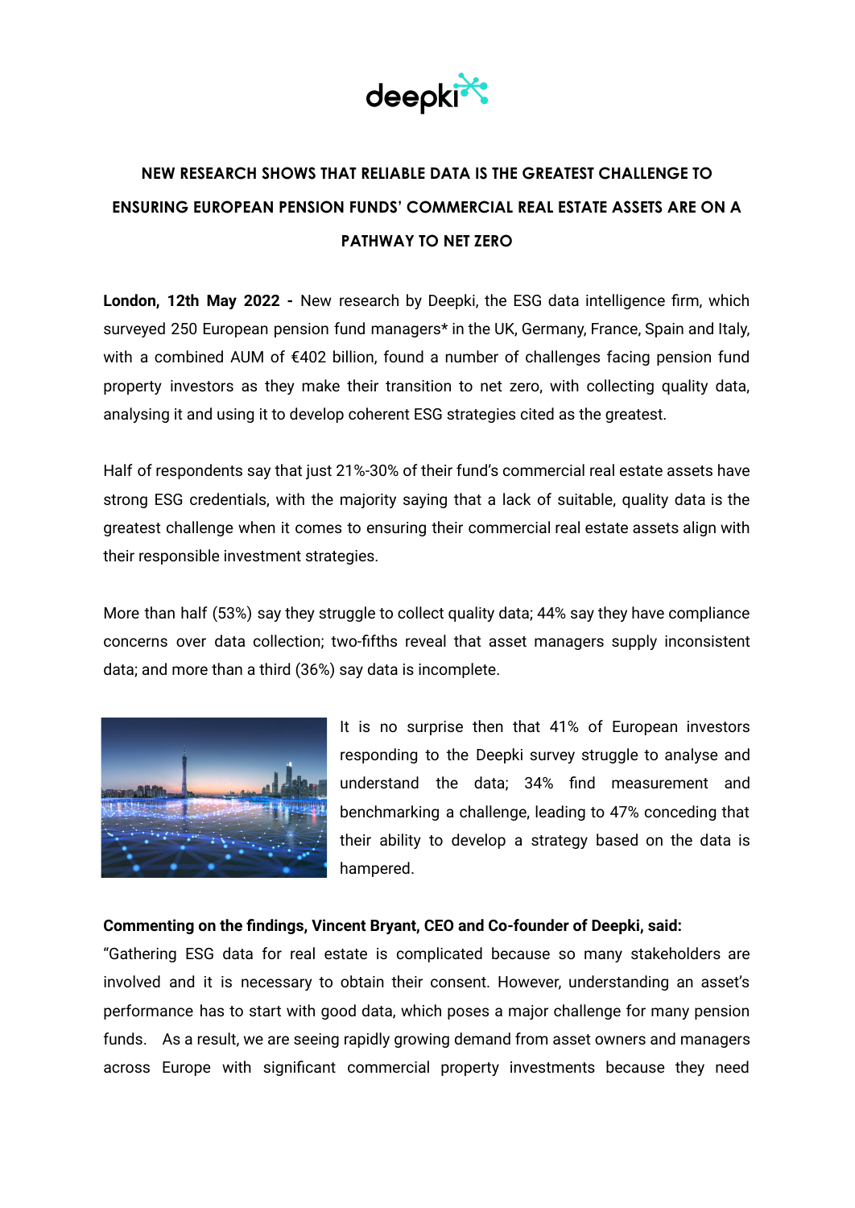deepki

# NEW RESEARCH SHOWS THAT RELIABLE DATA IS THE GREATEST CHALLENGE TO ENSURING EUROPEAN PENSION FUNDS' COMMERCIAL REAL ESTATE ASSETS ARE ON A PATHWAY TO NET ZERO

**London, 12th May 2022 -** New research by Deepki, the ESG data intelligence firm, which surveyed 250 European pension fund managers* in the UK, Germany, France, Spain and Italy, with a combined AUM of €402 billion, found a number of challenges facing pension fund property investors as they make their transition to net zero, with collecting quality data, analysing it and using it to develop coherent ESG strategies cited as the greatest.

Half of respondents say that just 21%-30% of their fund's commercial real estate assets have strong ESG credentials, with the majority saying that a lack of suitable, quality data is the greatest challenge when it comes to ensuring their commercial real estate assets align with their responsible investment strategies.

More than half (53%) say they struggle to collect quality data; 44% say they have compliance concerns over data collection; two-fifths reveal that asset managers supply inconsistent data; and more than a third (36%) say data is incomplete.

It is no surprise then that 41% of European investors responding to the Deepki survey struggle to analyse and understand the data; 34% find measurement and benchmarking a challenge, leading to 47% conceding that their ability to develop a strategy based on the data is hampered.

**Commenting on the findings, Vincent Bryant, CEO and Co-founder of Deepki, said:**

"Gathering ESG data for real estate is complicated because so many stakeholders are involved and it is necessary to obtain their consent. However, understanding an asset's performance has to start with good data, which poses a major challenge for many pension funds. As a result, we are seeing rapidly growing demand from asset owners and managers across Europe with significant commercial property investments because they need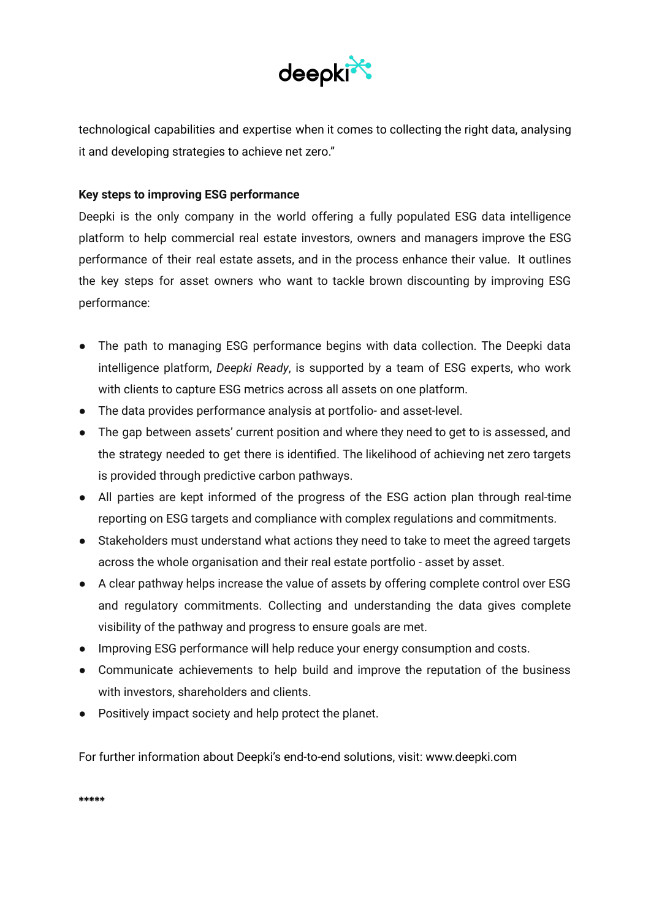technological capabilities and expertise when it comes to collecting the right data, analysing it and developing strategies to achieve net zero."

**Key steps to improving ESG performance**

Deepki is the only company in the world offering a fully populated ESG data intelligence platform to help commercial real estate investors, owners and managers improve the ESG performance of their real estate assets, and in the process enhance their value. It outlines the key steps for asset owners who want to tackle brown discounting by improving ESG performance:

- The path to managing ESG performance begins with data collection. The Deepki data intelligence platform, *Deepki Ready*, is supported by a team of ESG experts, who work with clients to capture ESG metrics across all assets on one platform.
- The data provides performance analysis at portfolio- and asset-level.
- The gap between assets' current position and where they need to get to is assessed, and the strategy needed to get there is identified. The likelihood of achieving net zero targets is provided through predictive carbon pathways.
- All parties are kept informed of the progress of the ESG action plan through real-time reporting on ESG targets and compliance with complex regulations and commitments.
- Stakeholders must understand what actions they need to take to meet the agreed targets across the whole organisation and their real estate portfolio - asset by asset.
- A clear pathway helps increase the value of assets by offering complete control over ESG and regulatory commitments. Collecting and understanding the data gives complete visibility of the pathway and progress to ensure goals are met.
- Improving ESG performance will help reduce your energy consumption and costs.
- Communicate achievements to help build and improve the reputation of the business with investors, shareholders and clients.
- Positively impact society and help protect the planet.

For further information about Deepki's end-to-end solutions, visit: www.deepki.com

**\*\*\*\*\***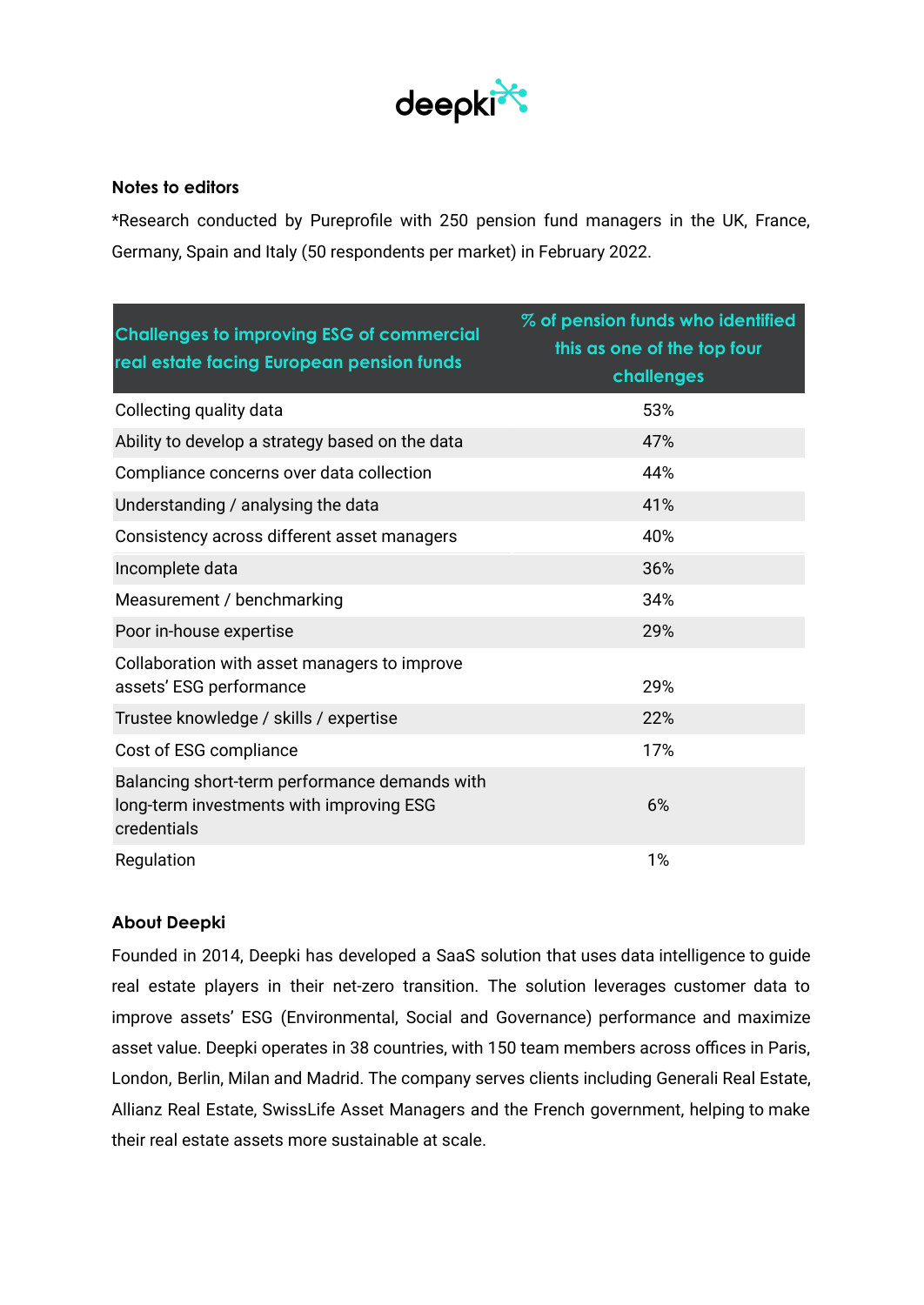### Notes to editors

*Research conducted by Pureprofile with 250 pension fund managers in the UK, France, Germany, Spain and Italy (50 respondents per market) in February 2022.

| Challenges to improving ESG of commercial real estate facing European pension funds | % of pension funds who identified this as one of the top four challenges |
|---|---|
| Collecting quality data | 53% |
| Ability to develop a strategy based on the data | 47% |
| Compliance concerns over data collection | 44% |
| Understanding / analysing the data | 41% |
| Consistency across different asset managers | 40% |
| Incomplete data | 36% |
| Measurement / benchmarking | 34% |
| Poor in-house expertise | 29% |
| Collaboration with asset managers to improve assets' ESG performance | 29% |
| Trustee knowledge / skills / expertise | 22% |
| Cost of ESG compliance | 17% |
| Balancing short-term performance demands with long-term investments with improving ESG credentials | 6% |
| Regulation | 1% |

### About Deepki

Founded in 2014, Deepki has developed a SaaS solution that uses data intelligence to guide real estate players in their net-zero transition. The solution leverages customer data to improve assets' ESG (Environmental, Social and Governance) performance and maximize asset value. Deepki operates in 38 countries, with 150 team members across offices in Paris, London, Berlin, Milan and Madrid. The company serves clients including Generali Real Estate, Allianz Real Estate, SwissLife Asset Managers and the French government, helping to make their real estate assets more sustainable at scale.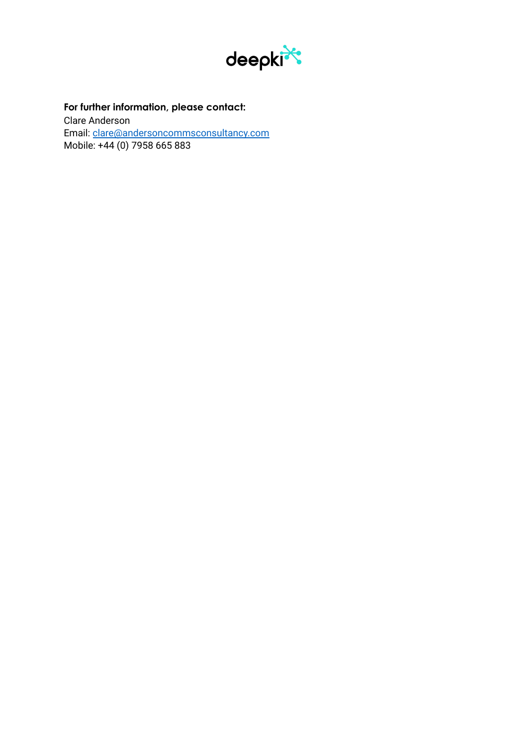**For further information, please contact:**
Clare Anderson
Email: clare@andersoncommsconsultancy.com
Mobile: +44 (0) 7958 665 883